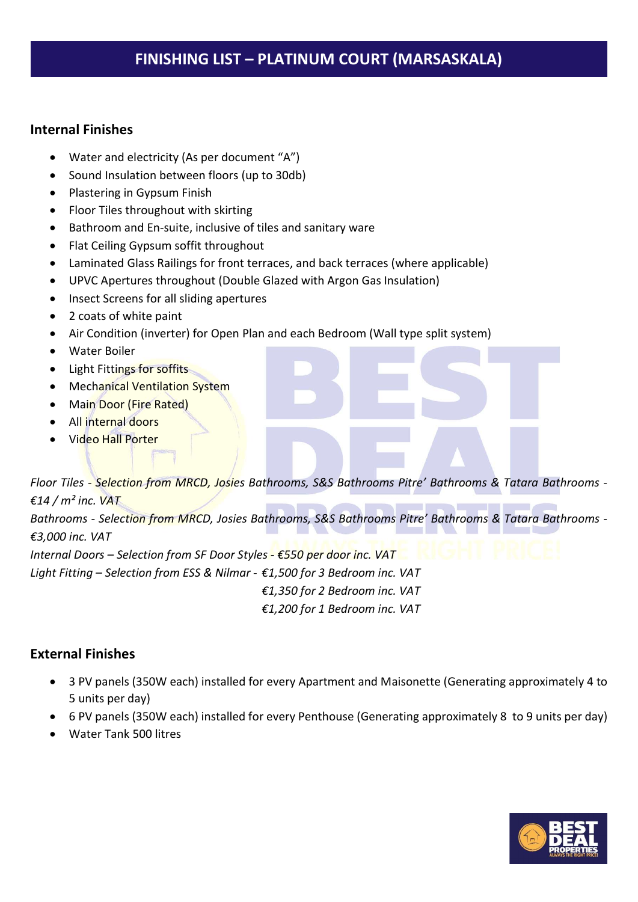# FINISHING LIST – PLATINUM COURT (MARSASKALA)

## Internal Finishes

- Water and electricity (As per document "A")
- Sound Insulation between floors (up to 30db)
- Plastering in Gypsum Finish
- Floor Tiles throughout with skirting
- Bathroom and En-suite, inclusive of tiles and sanitary ware
- Flat Ceiling Gypsum soffit throughout
- Laminated Glass Railings for front terraces, and back terraces (where applicable)
- UPVC Apertures throughout (Double Glazed with Argon Gas Insulation)
- Insect Screens for all sliding apertures
- 2 coats of white paint
- Air Condition (inverter) for Open Plan and each Bedroom (Wall type split system)
- Water Boiler
- Light Fittings for soffits
- Mechanical Ventilation System
- Main Door (Fire Rated)
- All internal doors
- Video Hall Porter

*Floor Tiles - Selection from MRCD, Josies Bathrooms, S&S Bathrooms Pitre' Bathrooms & Tatara Bathrooms - €14 / m² inc. VAT*
*Bathrooms - Selection from MRCD, Josies Bathrooms, S&S Bathrooms Pitre' Bathrooms & Tatara Bathrooms - €3,000 inc. VAT*
*Internal Doors – Selection from SF Door Styles - €550 per door inc. VAT*
*Light Fitting – Selection from ESS & Nilmar - €1,500 for 3 Bedroom inc. VAT*
*€1,350 for 2 Bedroom inc. VAT*
*€1,200 for 1 Bedroom inc. VAT*

## External Finishes

- 3 PV panels (350W each) installed for every Apartment and Maisonette (Generating approximately 4 to 5 units per day)
- 6 PV panels (350W each) installed for every Penthouse (Generating approximately 8 to 9 units per day)
- Water Tank 500 litres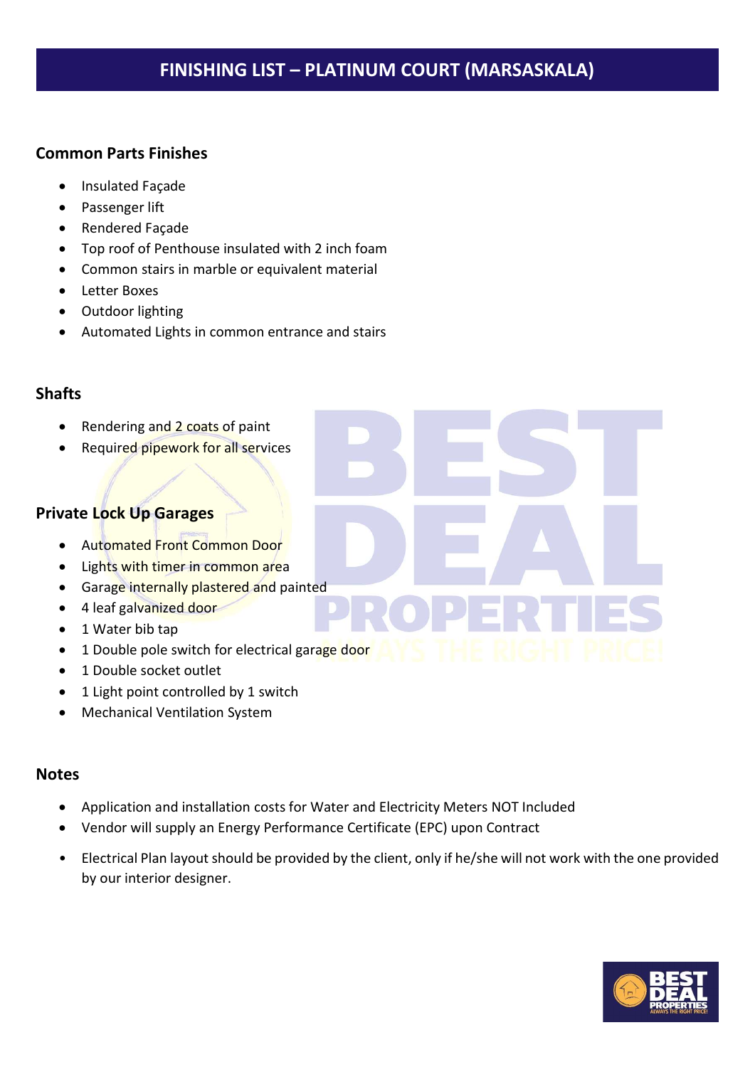# FINISHING LIST – PLATINUM COURT (MARSASKALA)

## Common Parts Finishes

- Insulated Façade
- Passenger lift
- Rendered Façade
- Top roof of Penthouse insulated with 2 inch foam
- Common stairs in marble or equivalent material
- Letter Boxes
- Outdoor lighting
- Automated Lights in common entrance and stairs

## Shafts

- Rendering and 2 coats of paint
- Required pipework for all services

## Private Lock Up Garages

- Automated Front Common Door
- Lights with timer in common area
- Garage internally plastered and painted
- 4 leaf galvanized door
- 1 Water bib tap
- 1 Double pole switch for electrical garage door
- 1 Double socket outlet
- 1 Light point controlled by 1 switch
- Mechanical Ventilation System

## Notes

- Application and installation costs for Water and Electricity Meters NOT Included
- Vendor will supply an Energy Performance Certificate (EPC) upon Contract
- Electrical Plan layout should be provided by the client, only if he/she will not work with the one provided by our interior designer.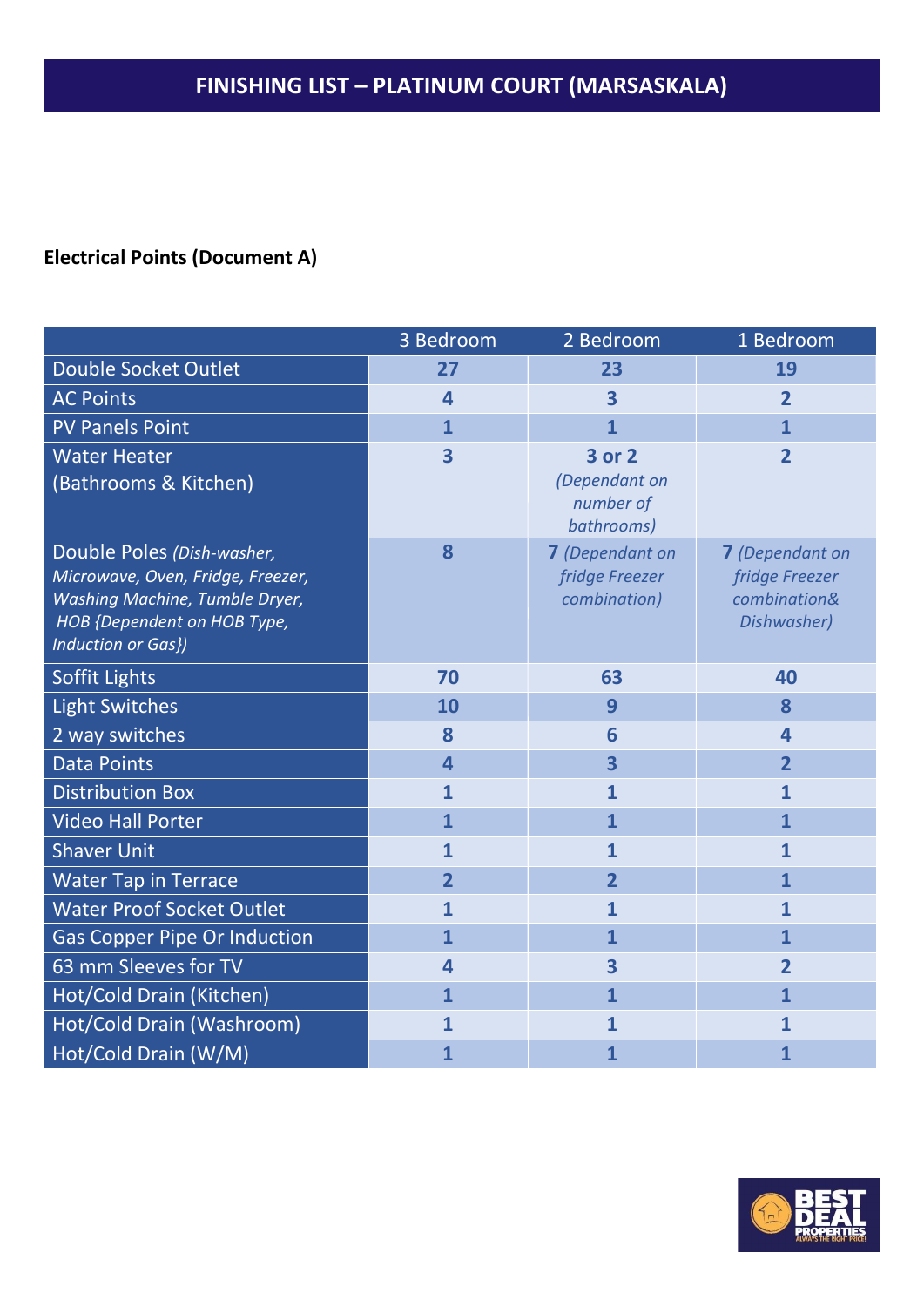# FINISHING LIST – PLATINUM COURT (MARSASKALA)

**Electrical Points (Document A)**

| | 3 Bedroom | 2 Bedroom | 1 Bedroom |
|---|---|---|---|
| Double Socket Outlet | 27 | 23 | 19 |
| AC Points | 4 | 3 | 2 |
| PV Panels Point | 1 | 1 | 1 |
| Water Heater (Bathrooms & Kitchen) | 3 | 3 or 2 *(Dependant on number of bathrooms)* | 2 |
| Double Poles *(Dish-washer, Microwave, Oven, Fridge, Freezer, Washing Machine, Tumble Dryer, HOB {Dependent on HOB Type, Induction or Gas})* | 8 | 7 *(Dependant on fridge Freezer combination)* | 7 *(Dependant on fridge Freezer combination& Dishwasher)* |
| Soffit Lights | 70 | 63 | 40 |
| Light Switches | 10 | 9 | 8 |
| 2 way switches | 8 | 6 | 4 |
| Data Points | 4 | 3 | 2 |
| Distribution Box | 1 | 1 | 1 |
| Video Hall Porter | 1 | 1 | 1 |
| Shaver Unit | 1 | 1 | 1 |
| Water Tap in Terrace | 2 | 2 | 1 |
| Water Proof Socket Outlet | 1 | 1 | 1 |
| Gas Copper Pipe Or Induction | 1 | 1 | 1 |
| 63 mm Sleeves for TV | 4 | 3 | 2 |
| Hot/Cold Drain (Kitchen) | 1 | 1 | 1 |
| Hot/Cold Drain (Washroom) | 1 | 1 | 1 |
| Hot/Cold Drain (W/M) | 1 | 1 | 1 |